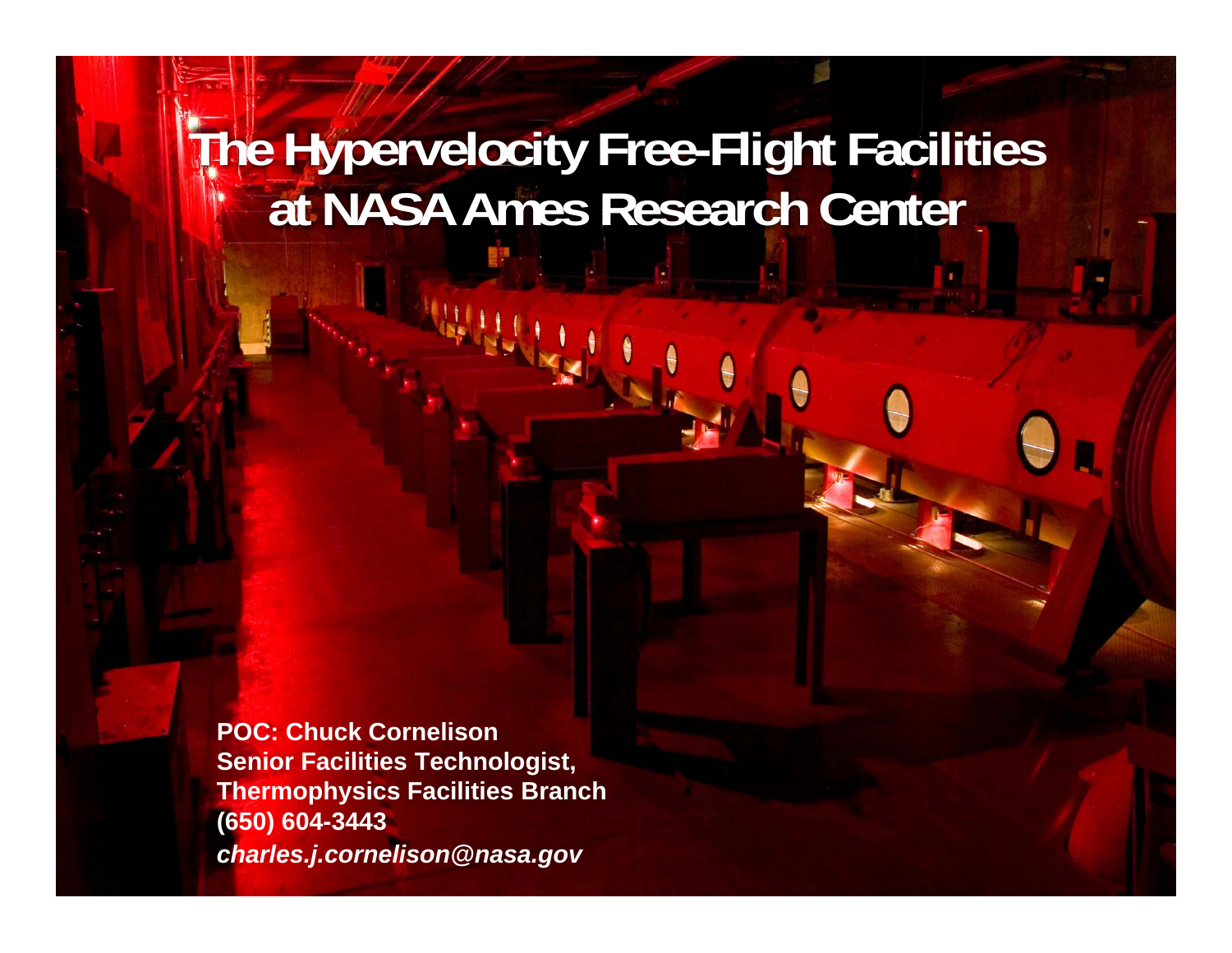# The Hypervelocity Free-Flight Facilities at NASA Ames Research Center

**POC: Chuck Cornelison**
**Senior Facilities Technologist,**
**Thermophysics Facilities Branch**
**(650) 604-3443**
***charles.j.cornelison@nasa.gov***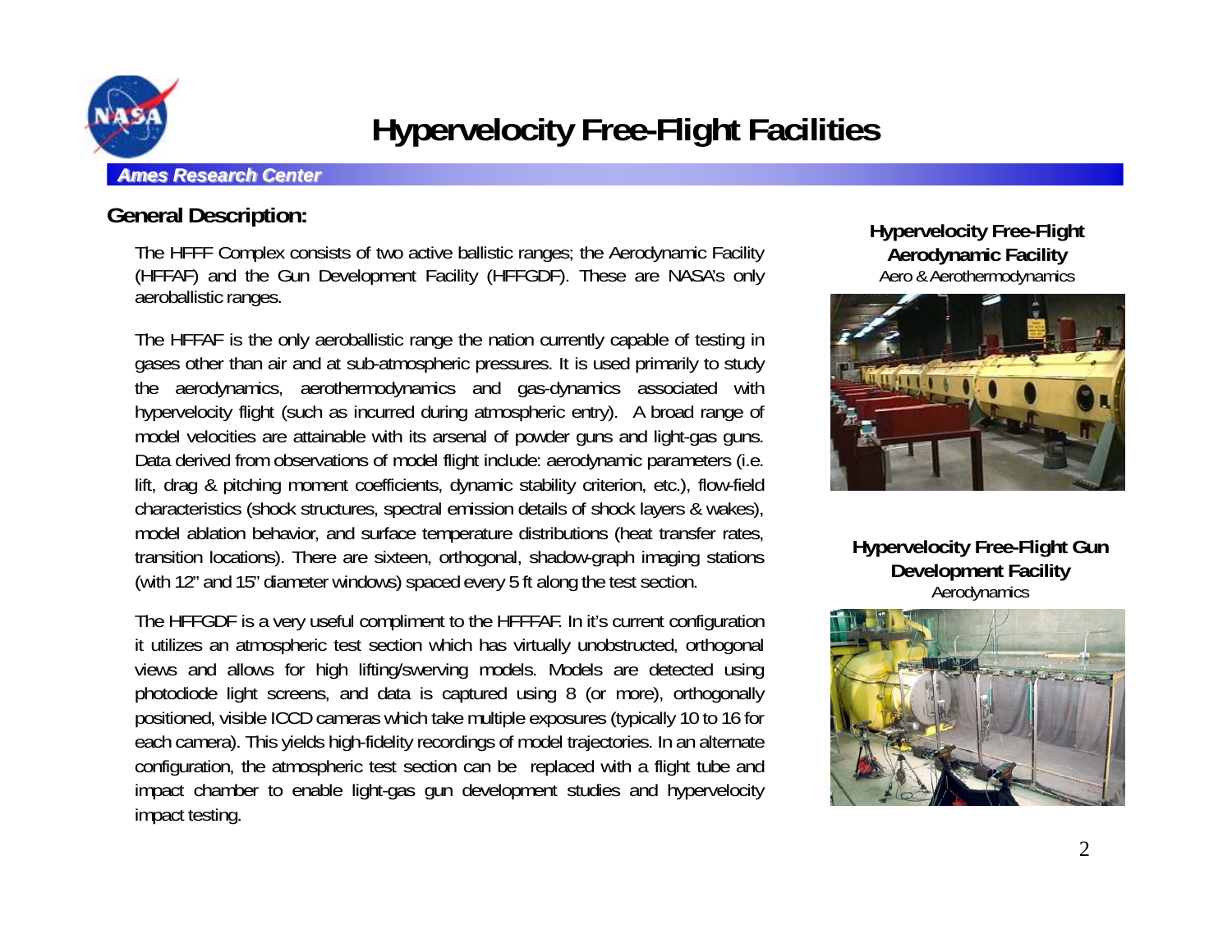# Hypervelocity Free-Flight Facilities

*Ames Research Center*

## General Description:

The HFFF Complex consists of two active ballistic ranges; the Aerodynamic Facility (HFFAF) and the Gun Development Facility (HFFGDF). These are NASA's only aeroballistic ranges.

The HFFAF is the only aeroballistic range the nation currently capable of testing in gases other than air and at sub-atmospheric pressures. It is used primarily to study the aerodynamics, aerothermodynamics and gas-dynamics associated with hypervelocity flight (such as incurred during atmospheric entry). A broad range of model velocities are attainable with its arsenal of powder guns and light-gas guns. Data derived from observations of model flight include: aerodynamic parameters (i.e. lift, drag & pitching moment coefficients, dynamic stability criterion, etc.), flow-field characteristics (shock structures, spectral emission details of shock layers & wakes), model ablation behavior, and surface temperature distributions (heat transfer rates, transition locations). There are sixteen, orthogonal, shadow-graph imaging stations (with 12" and 15" diameter windows) spaced every 5 ft along the test section.

The HFFGDF is a very useful compliment to the HFFFAF. In it's current configuration it utilizes an atmospheric test section which has virtually unobstructed, orthogonal views and allows for high lifting/swerving models. Models are detected using photodiode light screens, and data is captured using 8 (or more), orthogonally positioned, visible ICCD cameras which take multiple exposures (typically 10 to 16 for each camera). This yields high-fidelity recordings of model trajectories. In an alternate configuration, the atmospheric test section can be replaced with a flight tube and impact chamber to enable light-gas gun development studies and hypervelocity impact testing.

**Hypervelocity Free-Flight Aerodynamic Facility**
Aero & Aerothermodynamics

**Hypervelocity Free-Flight Gun Development Facility**
Aerodynamics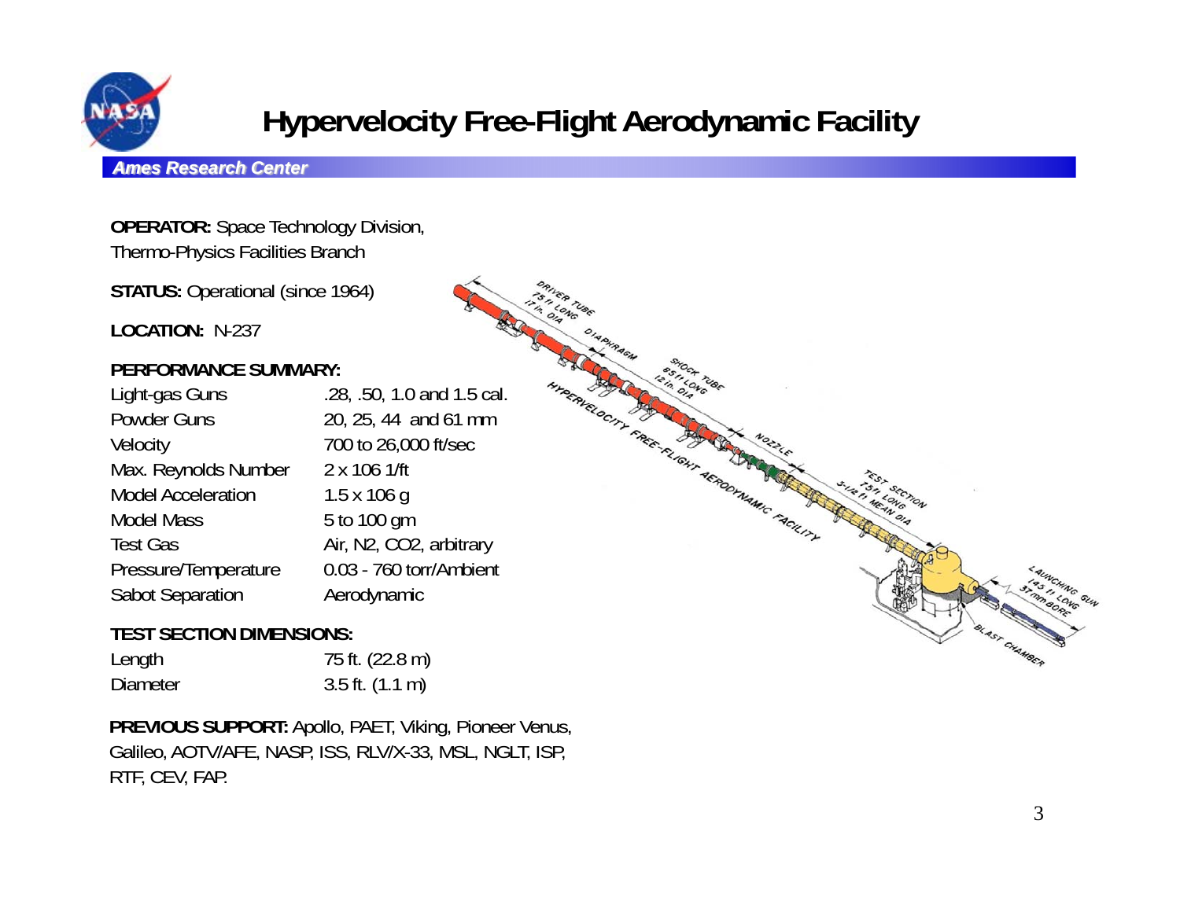# Hypervelocity Free-Flight Aerodynamic Facility

*Ames Research Center*

**OPERATOR:** Space Technology Division, Thermo-Physics Facilities Branch

**STATUS:** Operational (since 1964)

**LOCATION:** N-237

**PERFORMANCE SUMMARY:**

| | |
|---|---|
| Light-gas Guns | .28, .50, 1.0 and 1.5 cal. |
| Powder Guns | 20, 25, 44 and 61 mm |
| Velocity | 700 to 26,000 ft/sec |
| Max. Reynolds Number | 2 x 106 1/ft |
| Model Acceleration | 1.5 x 106 g |
| Model Mass | 5 to 100 gm |
| Test Gas | Air, N2, CO2, arbitrary |
| Pressure/Temperature | 0.03 - 760 torr/Ambient |
| Sabot Separation | Aerodynamic |

**TEST SECTION DIMENSIONS:**

| | |
|---|---|
| Length | 75 ft. (22.8 m) |
| Diameter | 3.5 ft. (1.1 m) |

**PREVIOUS SUPPORT:** Apollo, PAET, Viking, Pioneer Venus, Galileo, AOTV/AFE, NASP, ISS, RLV/X-33, MSL, NGLT, ISP, RTF, CEV, FAP.

DRIVER TUBE 75 ft LONG 17 in. DIA

DIAPHRAGM

SHOCK TUBE 85 ft LONG 12 in. DIA

NOZZLE

HYPERVELOCITY FREE-FLIGHT AERODYNAMIC FACILITY

TEST SECTION 75 ft LONG 5-1/2 ft MEAN DIA

LAUNCHING GUN 145 ft LONG 37 mm BORE

BLAST CHAMBER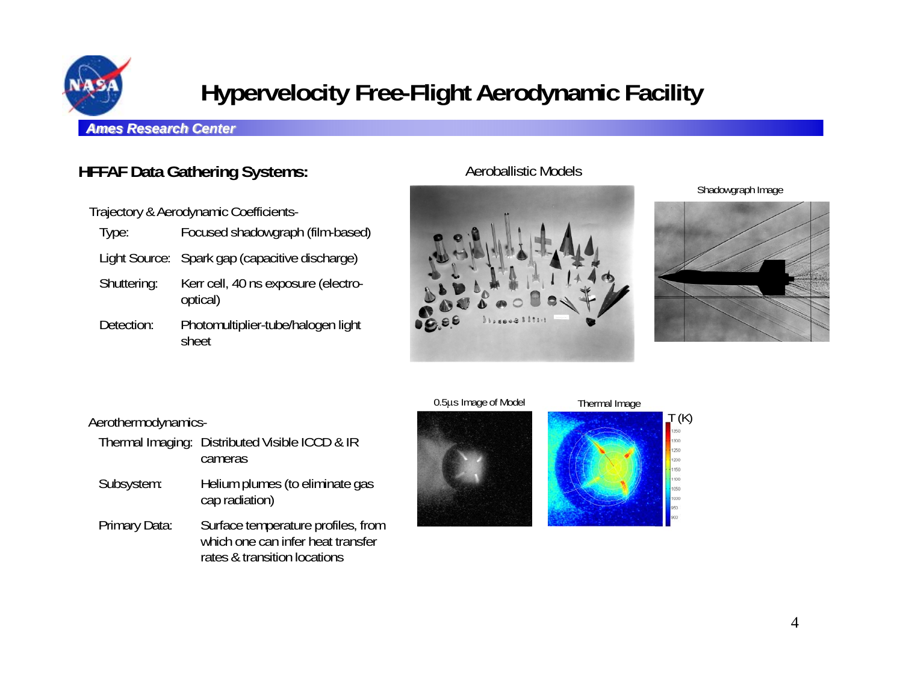# Hypervelocity Free-Flight Aerodynamic Facility

*Ames Research Center*

## HFFAF Data Gathering Systems:

Trajectory & Aerodynamic Coefficients-

| | |
|---|---|
| Type: | Focused shadowgraph (film-based) |
| Light Source: | Spark gap (capacitive discharge) |
| Shuttering: | Kerr cell, 40 ns exposure (electro-optical) |
| Detection: | Photomultiplier-tube/halogen light sheet |

Aeroballistic Models

Shadowgraph Image

Aerothermodynamics-

| | |
|---|---|
| Thermal Imaging: | Distributed Visible ICCD & IR cameras |
| Subsystem: | Helium plumes (to eliminate gas cap radiation) |
| Primary Data: | Surface temperature profiles, from which one can infer heat transfer rates & transition locations |

0.5µs Image of Model

Thermal Image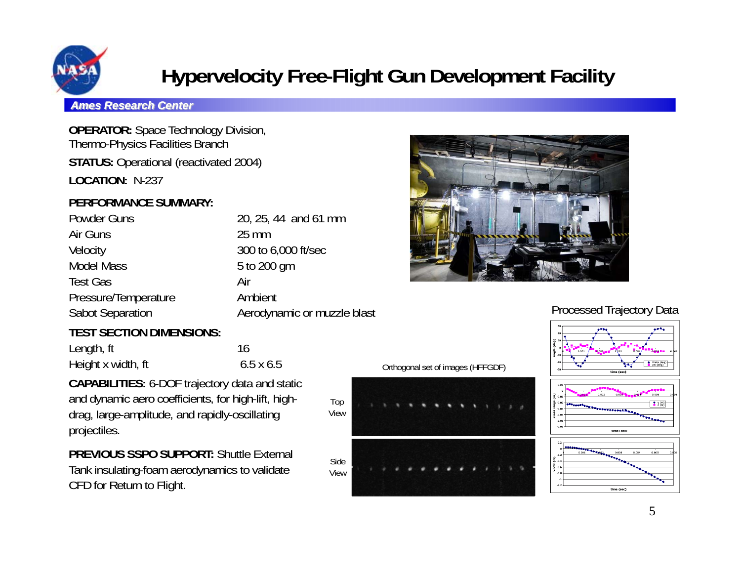# Hypervelocity Free-Flight Gun Development Facility

***Ames Research Center***

**OPERATOR:** Space Technology Division, Thermo-Physics Facilities Branch

**STATUS:** Operational (reactivated 2004)

**LOCATION:** N-237

**PERFORMANCE SUMMARY:**

| | |
|---|---|
| Powder Guns | 20, 25, 44 and 61 mm |
| Air Guns | 25 mm |
| Velocity | 300 to 6,000 ft/sec |
| Model Mass | 5 to 200 gm |
| Test Gas | Air |
| Pressure/Temperature | Ambient |
| Sabot Separation | Aerodynamic or muzzle blast |

**TEST SECTION DIMENSIONS:**

| | |
|---|---|
| Length, ft | 16 |
| Height x width, ft | 6.5 x 6.5 |

**CAPABILITIES:** 6-DOF trajectory data and static and dynamic aero coefficients, for high-lift, high-drag, large-amplitude, and rapidly-oscillating projectiles.

**PREVIOUS SSPO SUPPORT:** Shuttle External Tank insulating-foam aerodynamics to validate CFD for Return to Flight.

Orthogonal set of images (HFFGDF)

Top View

Side View

Processed Trajectory Data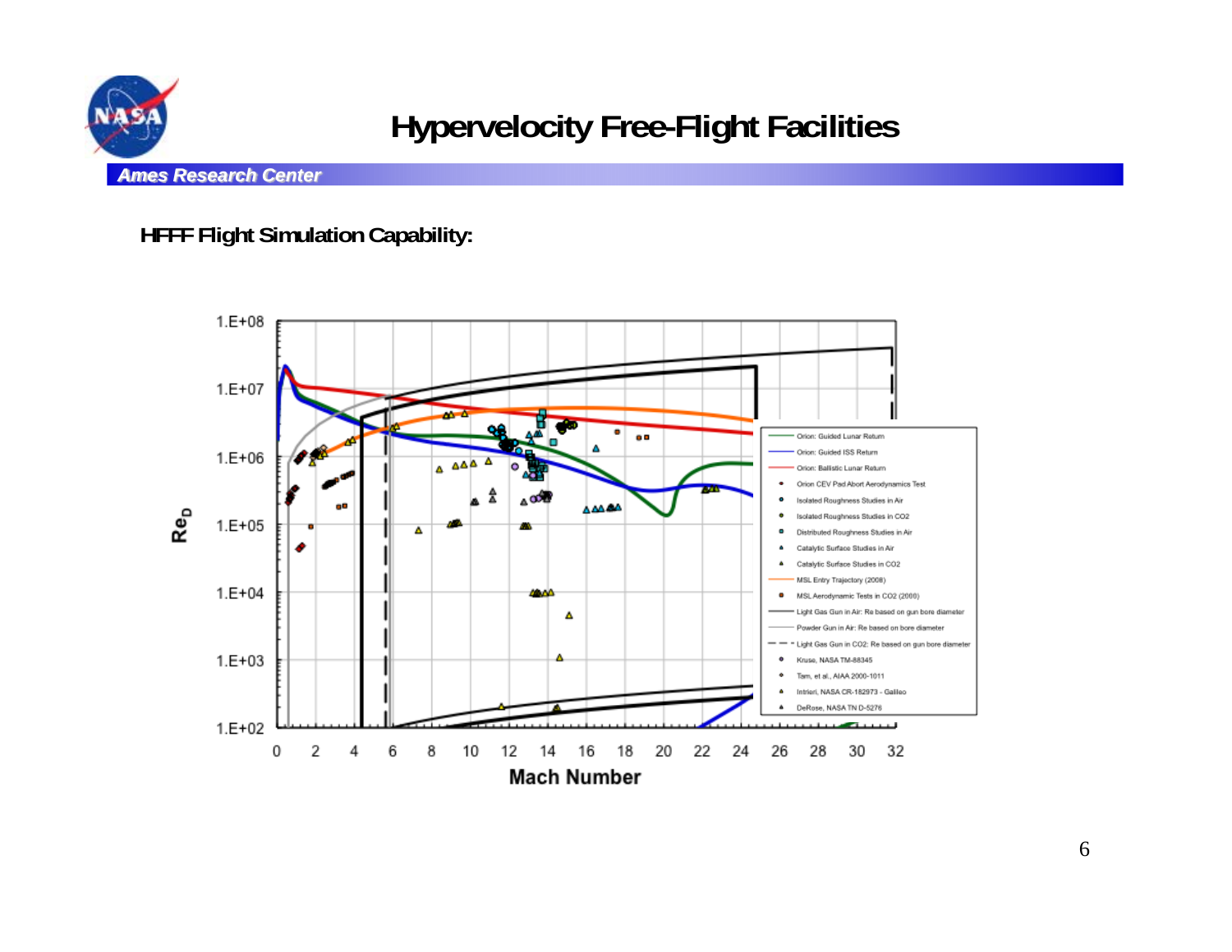# Hypervelocity Free-Flight Facilities

*Ames Research Center*

**HFFF Flight Simulation Capability:**

$Re_D$

1.E+08

1.E+07

1.E+06

1.E+05

1.E+04

1.E+03

1.E+02

0 2 4 6 8 10 12 14 16 18 20 22 24 26 28 30 32

Mach Number

Orion: Guided Lunar Return

Orion: Guided ISS Return

Orion: Ballistic Lunar Return

Orion CEV Pad Abort Aerodynamics Test

Isolated Roughness Studies in Air

Isolated Roughness Studies in CO2

Distributed Roughness Studies in Air

Catalytic Surface Studies in Air

Catalytic Surface Studies in CO2

MSL Entry Trajectory (2008)

MSL Aerodynamic Tests in CO2 (2000)

Light Gas Gun in Air: Re based on gun bore diameter

Powder Gun in Air: Re based on bore diameter

Light Gas Gun in CO2: Re based on gun bore diameter

Kruse, NASA TM-88345

Tam, et al., AIAA 2000-1011

Intrieri, NASA CR-182973 - Galileo

DeRose, NASA TN D-5276